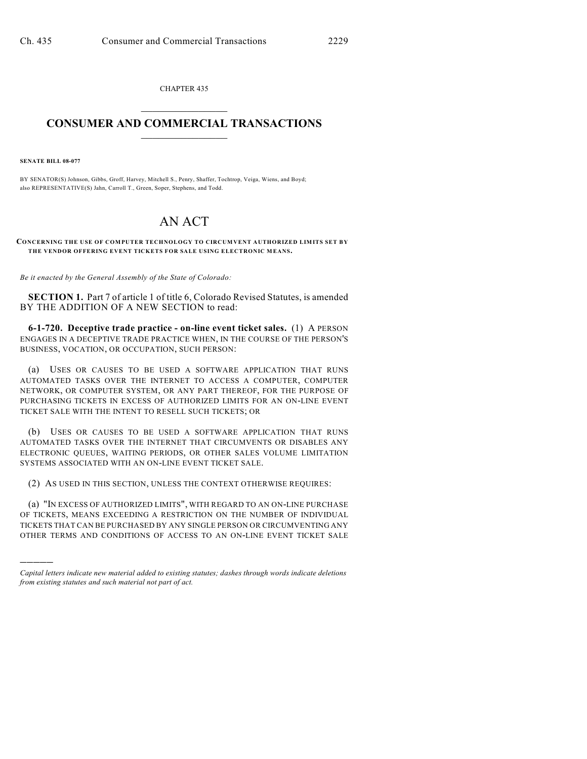CHAPTER 435

# CONSUMER AND COMMERCIAL TRANSACTIONS

**SENATE BILL 08-077**

BY SENATOR(S) Johnson, Gibbs, Groff, Harvey, Mitchell S., Penry, Shaffer, Tochtrop, Veiga, Wiens, and Boyd;
also REPRESENTATIVE(S) Jahn, Carroll T., Green, Soper, Stephens, and Todd.

# AN ACT

**CONCERNING THE USE OF COMPUTER TECHNOLOGY TO CIRCUMVENT AUTHORIZED LIMITS SET BY THE VENDOR OFFERING EVENT TICKETS FOR SALE USING ELECTRONIC MEANS.**

*Be it enacted by the General Assembly of the State of Colorado:*

**SECTION 1.** Part 7 of article 1 of title 6, Colorado Revised Statutes, is amended BY THE ADDITION OF A NEW SECTION to read:

**6-1-720. Deceptive trade practice - on-line event ticket sales.** (1) A PERSON ENGAGES IN A DECEPTIVE TRADE PRACTICE WHEN, IN THE COURSE OF THE PERSON'S BUSINESS, VOCATION, OR OCCUPATION, SUCH PERSON:

(a) USES OR CAUSES TO BE USED A SOFTWARE APPLICATION THAT RUNS AUTOMATED TASKS OVER THE INTERNET TO ACCESS A COMPUTER, COMPUTER NETWORK, OR COMPUTER SYSTEM, OR ANY PART THEREOF, FOR THE PURPOSE OF PURCHASING TICKETS IN EXCESS OF AUTHORIZED LIMITS FOR AN ON-LINE EVENT TICKET SALE WITH THE INTENT TO RESELL SUCH TICKETS; OR

(b) USES OR CAUSES TO BE USED A SOFTWARE APPLICATION THAT RUNS AUTOMATED TASKS OVER THE INTERNET THAT CIRCUMVENTS OR DISABLES ANY ELECTRONIC QUEUES, WAITING PERIODS, OR OTHER SALES VOLUME LIMITATION SYSTEMS ASSOCIATED WITH AN ON-LINE EVENT TICKET SALE.

(2) AS USED IN THIS SECTION, UNLESS THE CONTEXT OTHERWISE REQUIRES:

(a) "IN EXCESS OF AUTHORIZED LIMITS", WITH REGARD TO AN ON-LINE PURCHASE OF TICKETS, MEANS EXCEEDING A RESTRICTION ON THE NUMBER OF INDIVIDUAL TICKETS THAT CAN BE PURCHASED BY ANY SINGLE PERSON OR CIRCUMVENTING ANY OTHER TERMS AND CONDITIONS OF ACCESS TO AN ON-LINE EVENT TICKET SALE

---

*Capital letters indicate new material added to existing statutes; dashes through words indicate deletions from existing statutes and such material not part of act.*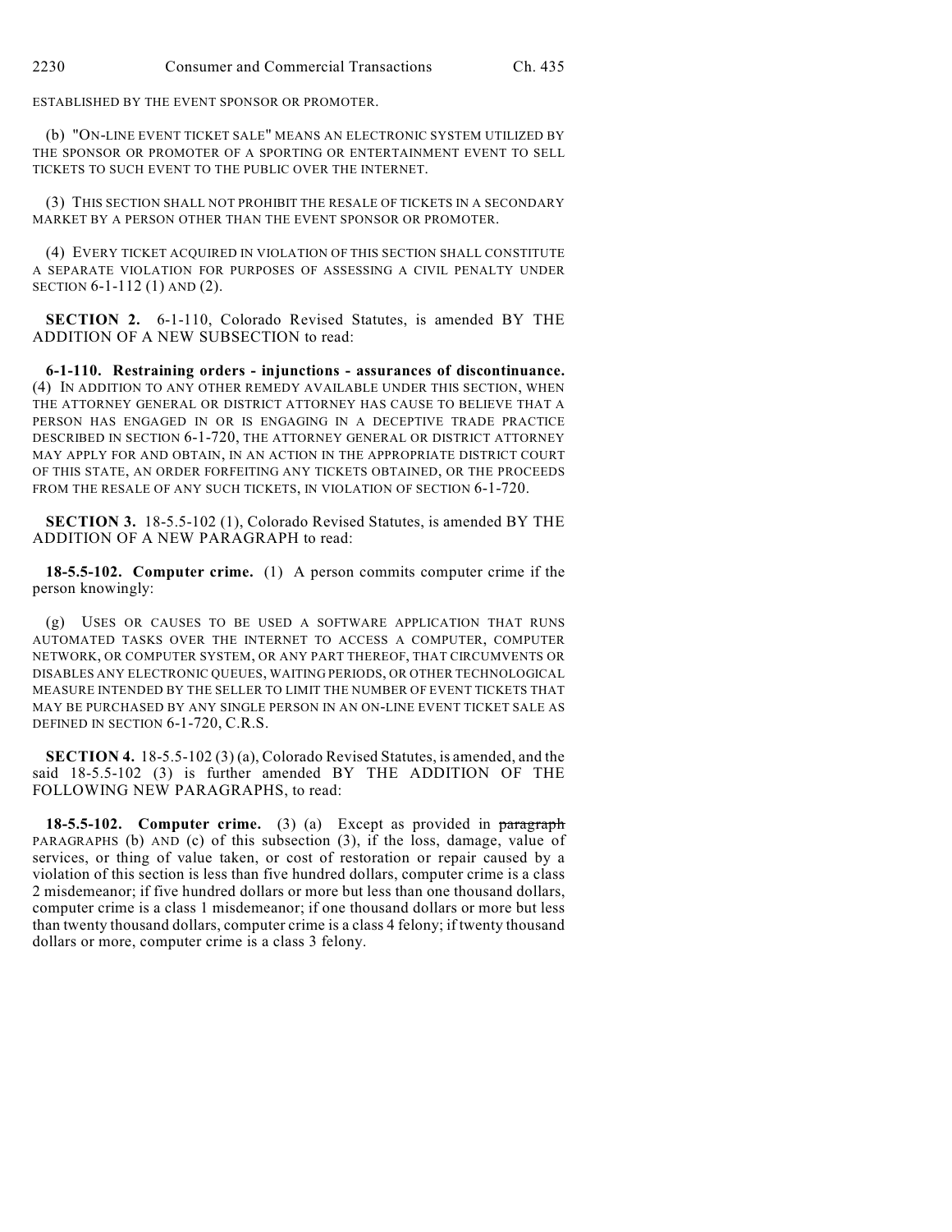ESTABLISHED BY THE EVENT SPONSOR OR PROMOTER.

(b) "ON-LINE EVENT TICKET SALE" MEANS AN ELECTRONIC SYSTEM UTILIZED BY THE SPONSOR OR PROMOTER OF A SPORTING OR ENTERTAINMENT EVENT TO SELL TICKETS TO SUCH EVENT TO THE PUBLIC OVER THE INTERNET.

(3) THIS SECTION SHALL NOT PROHIBIT THE RESALE OF TICKETS IN A SECONDARY MARKET BY A PERSON OTHER THAN THE EVENT SPONSOR OR PROMOTER.

(4) EVERY TICKET ACQUIRED IN VIOLATION OF THIS SECTION SHALL CONSTITUTE A SEPARATE VIOLATION FOR PURPOSES OF ASSESSING A CIVIL PENALTY UNDER SECTION 6-1-112 (1) AND (2).

**SECTION 2.** 6-1-110, Colorado Revised Statutes, is amended BY THE ADDITION OF A NEW SUBSECTION to read:

**6-1-110. Restraining orders - injunctions - assurances of discontinuance.** (4) IN ADDITION TO ANY OTHER REMEDY AVAILABLE UNDER THIS SECTION, WHEN THE ATTORNEY GENERAL OR DISTRICT ATTORNEY HAS CAUSE TO BELIEVE THAT A PERSON HAS ENGAGED IN OR IS ENGAGING IN A DECEPTIVE TRADE PRACTICE DESCRIBED IN SECTION 6-1-720, THE ATTORNEY GENERAL OR DISTRICT ATTORNEY MAY APPLY FOR AND OBTAIN, IN AN ACTION IN THE APPROPRIATE DISTRICT COURT OF THIS STATE, AN ORDER FORFEITING ANY TICKETS OBTAINED, OR THE PROCEEDS FROM THE RESALE OF ANY SUCH TICKETS, IN VIOLATION OF SECTION 6-1-720.

**SECTION 3.** 18-5.5-102 (1), Colorado Revised Statutes, is amended BY THE ADDITION OF A NEW PARAGRAPH to read:

**18-5.5-102. Computer crime.** (1) A person commits computer crime if the person knowingly:

(g) USES OR CAUSES TO BE USED A SOFTWARE APPLICATION THAT RUNS AUTOMATED TASKS OVER THE INTERNET TO ACCESS A COMPUTER, COMPUTER NETWORK, OR COMPUTER SYSTEM, OR ANY PART THEREOF, THAT CIRCUMVENTS OR DISABLES ANY ELECTRONIC QUEUES, WAITING PERIODS, OR OTHER TECHNOLOGICAL MEASURE INTENDED BY THE SELLER TO LIMIT THE NUMBER OF EVENT TICKETS THAT MAY BE PURCHASED BY ANY SINGLE PERSON IN AN ON-LINE EVENT TICKET SALE AS DEFINED IN SECTION 6-1-720, C.R.S.

**SECTION 4.** 18-5.5-102 (3) (a), Colorado Revised Statutes, is amended, and the said 18-5.5-102 (3) is further amended BY THE ADDITION OF THE FOLLOWING NEW PARAGRAPHS, to read:

**18-5.5-102. Computer crime.** (3) (a) Except as provided in ~~paragraph~~ PARAGRAPHS (b) AND (c) of this subsection (3), if the loss, damage, value of services, or thing of value taken, or cost of restoration or repair caused by a violation of this section is less than five hundred dollars, computer crime is a class 2 misdemeanor; if five hundred dollars or more but less than one thousand dollars, computer crime is a class 1 misdemeanor; if one thousand dollars or more but less than twenty thousand dollars, computer crime is a class 4 felony; if twenty thousand dollars or more, computer crime is a class 3 felony.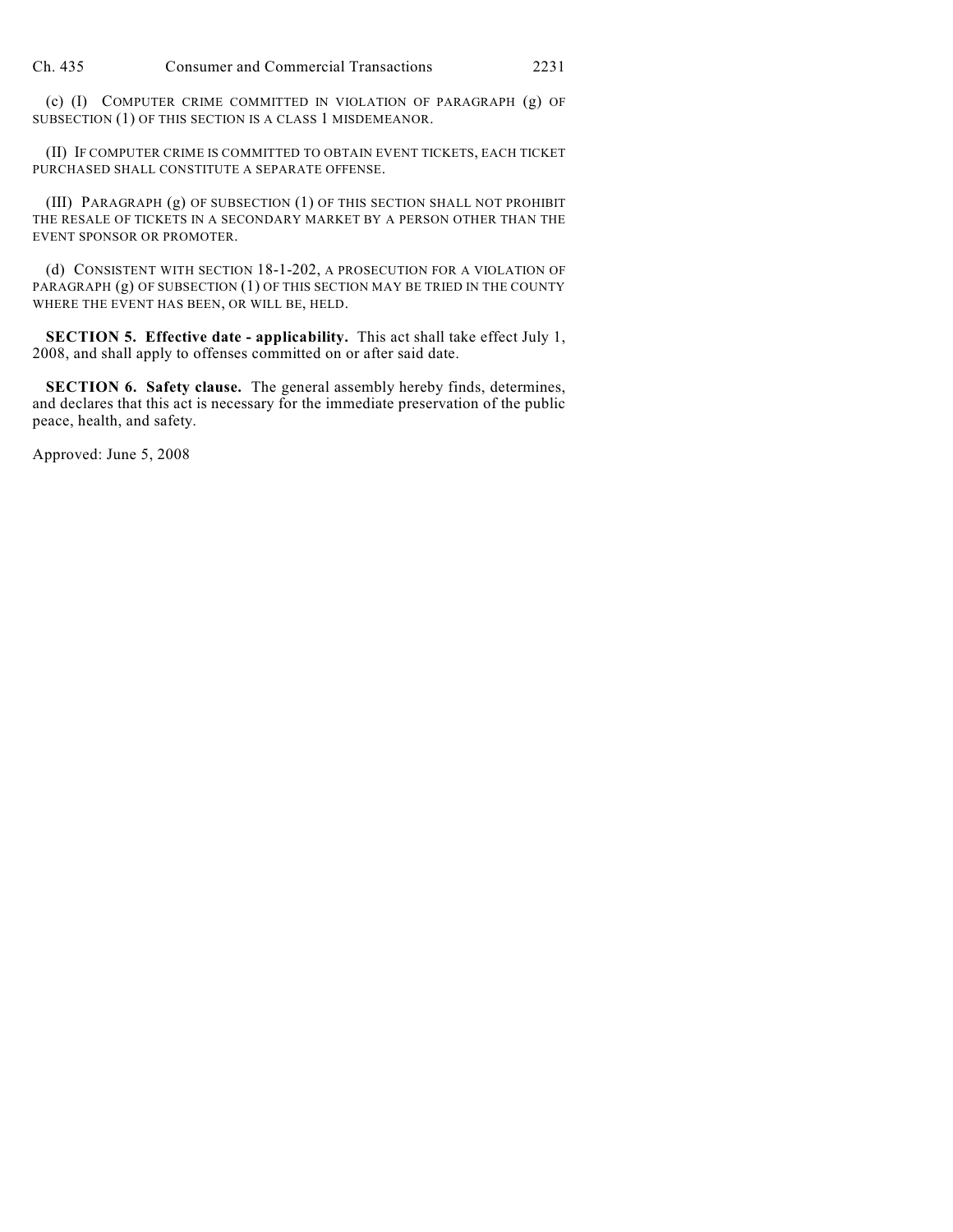(c) (I) COMPUTER CRIME COMMITTED IN VIOLATION OF PARAGRAPH (g) OF SUBSECTION (1) OF THIS SECTION IS A CLASS 1 MISDEMEANOR.

(II) IF COMPUTER CRIME IS COMMITTED TO OBTAIN EVENT TICKETS, EACH TICKET PURCHASED SHALL CONSTITUTE A SEPARATE OFFENSE.

(III) PARAGRAPH (g) OF SUBSECTION (1) OF THIS SECTION SHALL NOT PROHIBIT THE RESALE OF TICKETS IN A SECONDARY MARKET BY A PERSON OTHER THAN THE EVENT SPONSOR OR PROMOTER.

(d) CONSISTENT WITH SECTION 18-1-202, A PROSECUTION FOR A VIOLATION OF PARAGRAPH (g) OF SUBSECTION (1) OF THIS SECTION MAY BE TRIED IN THE COUNTY WHERE THE EVENT HAS BEEN, OR WILL BE, HELD.

**SECTION 5. Effective date - applicability.** This act shall take effect July 1, 2008, and shall apply to offenses committed on or after said date.

**SECTION 6. Safety clause.** The general assembly hereby finds, determines, and declares that this act is necessary for the immediate preservation of the public peace, health, and safety.

Approved: June 5, 2008